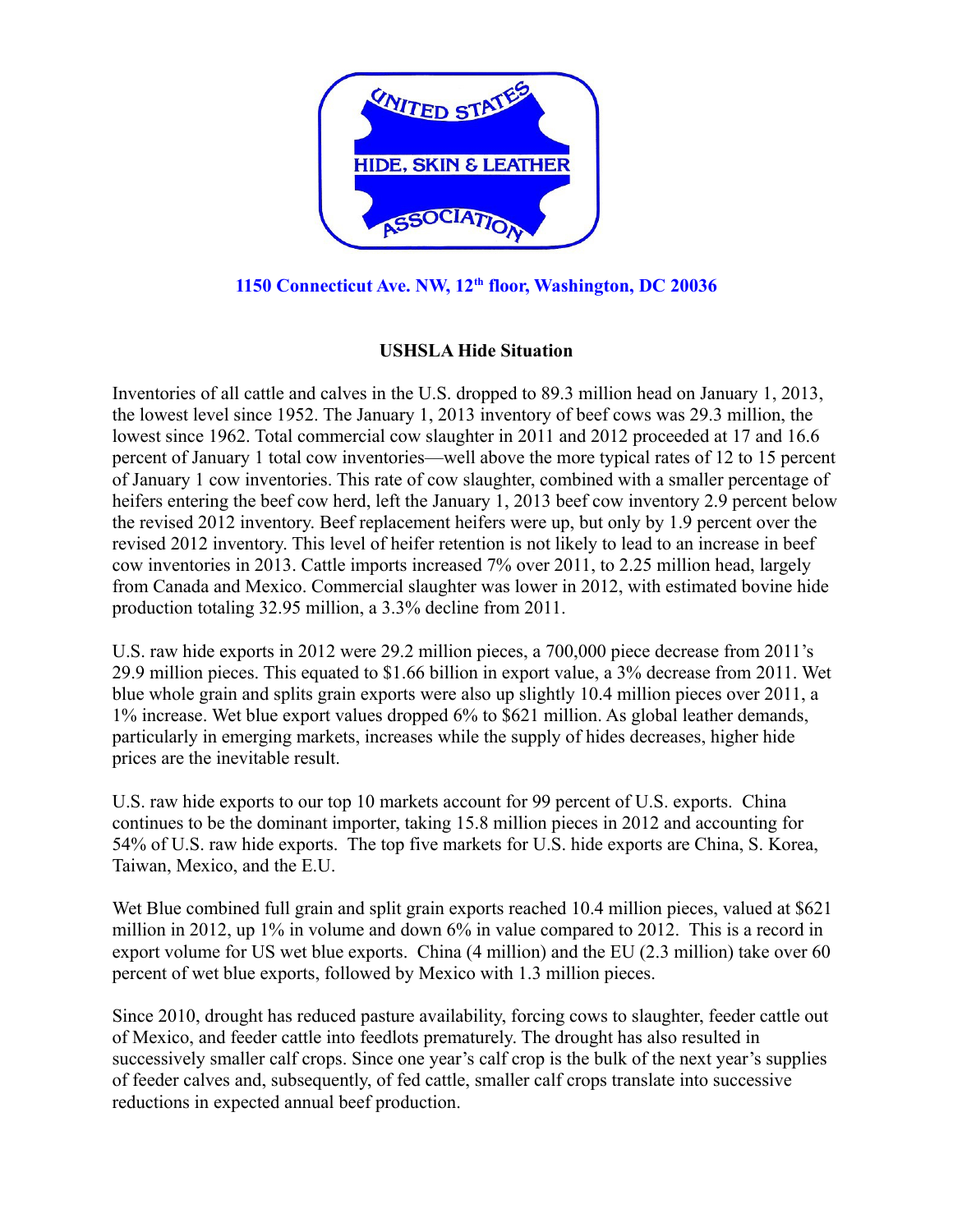UNITED STATES HIDE, SKIN & LEATHER ASSOCIATION

**1150 Connecticut Ave. NW, 12th floor, Washington, DC 20036**

## USHSLA Hide Situation

Inventories of all cattle and calves in the U.S. dropped to 89.3 million head on January 1, 2013, the lowest level since 1952. The January 1, 2013 inventory of beef cows was 29.3 million, the lowest since 1962. Total commercial cow slaughter in 2011 and 2012 proceeded at 17 and 16.6 percent of January 1 total cow inventories—well above the more typical rates of 12 to 15 percent of January 1 cow inventories. This rate of cow slaughter, combined with a smaller percentage of heifers entering the beef cow herd, left the January 1, 2013 beef cow inventory 2.9 percent below the revised 2012 inventory. Beef replacement heifers were up, but only by 1.9 percent over the revised 2012 inventory. This level of heifer retention is not likely to lead to an increase in beef cow inventories in 2013. Cattle imports increased 7% over 2011, to 2.25 million head, largely from Canada and Mexico. Commercial slaughter was lower in 2012, with estimated bovine hide production totaling 32.95 million, a 3.3% decline from 2011.

U.S. raw hide exports in 2012 were 29.2 million pieces, a 700,000 piece decrease from 2011's 29.9 million pieces. This equated to $1.66 billion in export value, a 3% decrease from 2011. Wet blue whole grain and splits grain exports were also up slightly 10.4 million pieces over 2011, a 1% increase. Wet blue export values dropped 6% to $621 million. As global leather demands, particularly in emerging markets, increases while the supply of hides decreases, higher hide prices are the inevitable result.

U.S. raw hide exports to our top 10 markets account for 99 percent of U.S. exports. China continues to be the dominant importer, taking 15.8 million pieces in 2012 and accounting for 54% of U.S. raw hide exports. The top five markets for U.S. hide exports are China, S. Korea, Taiwan, Mexico, and the E.U.

Wet Blue combined full grain and split grain exports reached 10.4 million pieces, valued at $621 million in 2012, up 1% in volume and down 6% in value compared to 2012. This is a record in export volume for US wet blue exports. China (4 million) and the EU (2.3 million) take over 60 percent of wet blue exports, followed by Mexico with 1.3 million pieces.

Since 2010, drought has reduced pasture availability, forcing cows to slaughter, feeder cattle out of Mexico, and feeder cattle into feedlots prematurely. The drought has also resulted in successively smaller calf crops. Since one year's calf crop is the bulk of the next year's supplies of feeder calves and, subsequently, of fed cattle, smaller calf crops translate into successive reductions in expected annual beef production.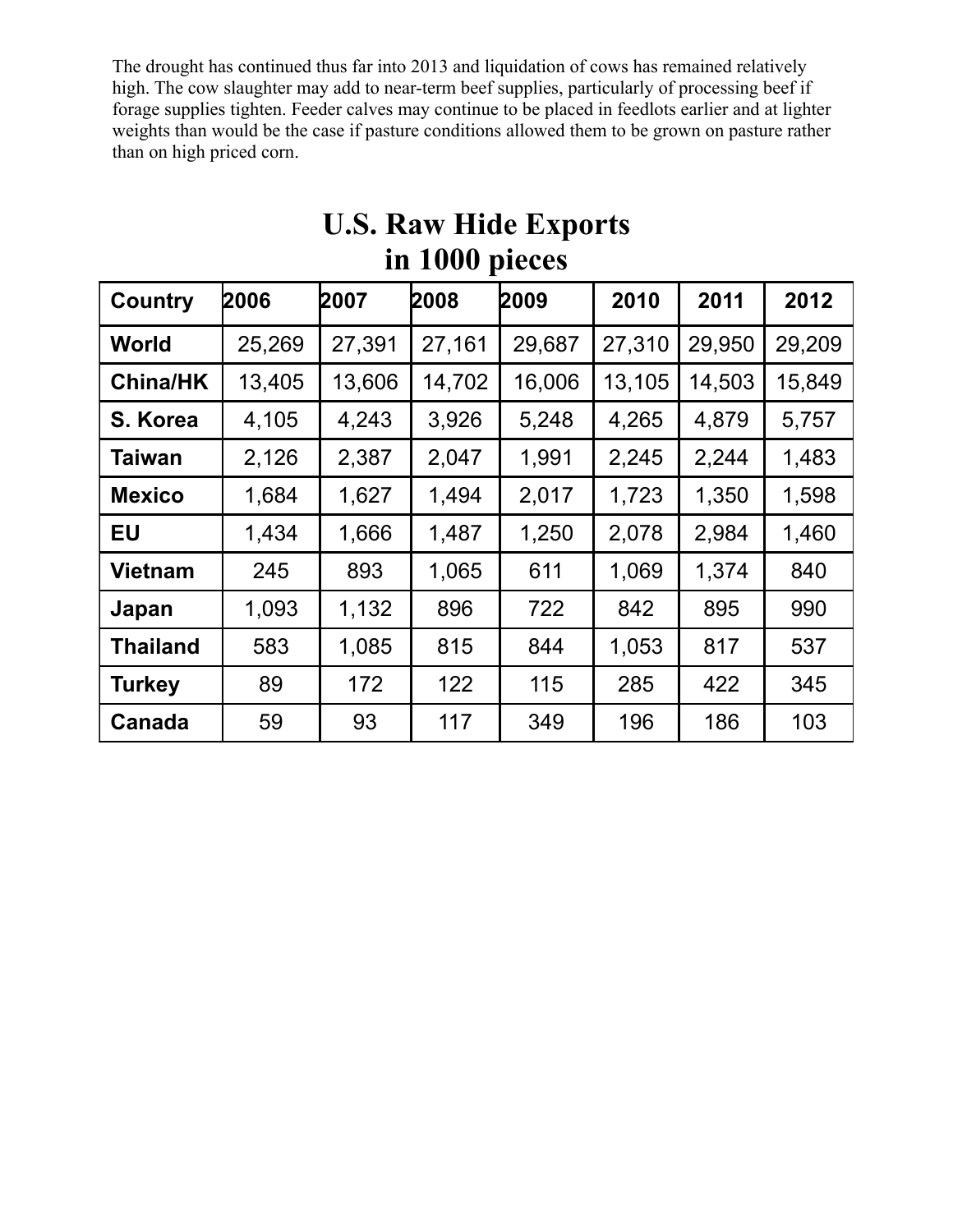The drought has continued thus far into 2013 and liquidation of cows has remained relatively high. The cow slaughter may add to near-term beef supplies, particularly of processing beef if forage supplies tighten. Feeder calves may continue to be placed in feedlots earlier and at lighter weights than would be the case if pasture conditions allowed them to be grown on pasture rather than on high priced corn.

## U.S. Raw Hide Exports in 1000 pieces

| Country | 2006 | 2007 | 2008 | 2009 | 2010 | 2011 | 2012 |
|---|---|---|---|---|---|---|---|
| World | 25,269 | 27,391 | 27,161 | 29,687 | 27,310 | 29,950 | 29,209 |
| China/HK | 13,405 | 13,606 | 14,702 | 16,006 | 13,105 | 14,503 | 15,849 |
| S. Korea | 4,105 | 4,243 | 3,926 | 5,248 | 4,265 | 4,879 | 5,757 |
| Taiwan | 2,126 | 2,387 | 2,047 | 1,991 | 2,245 | 2,244 | 1,483 |
| Mexico | 1,684 | 1,627 | 1,494 | 2,017 | 1,723 | 1,350 | 1,598 |
| EU | 1,434 | 1,666 | 1,487 | 1,250 | 2,078 | 2,984 | 1,460 |
| Vietnam | 245 | 893 | 1,065 | 611 | 1,069 | 1,374 | 840 |
| Japan | 1,093 | 1,132 | 896 | 722 | 842 | 895 | 990 |
| Thailand | 583 | 1,085 | 815 | 844 | 1,053 | 817 | 537 |
| Turkey | 89 | 172 | 122 | 115 | 285 | 422 | 345 |
| Canada | 59 | 93 | 117 | 349 | 196 | 186 | 103 |